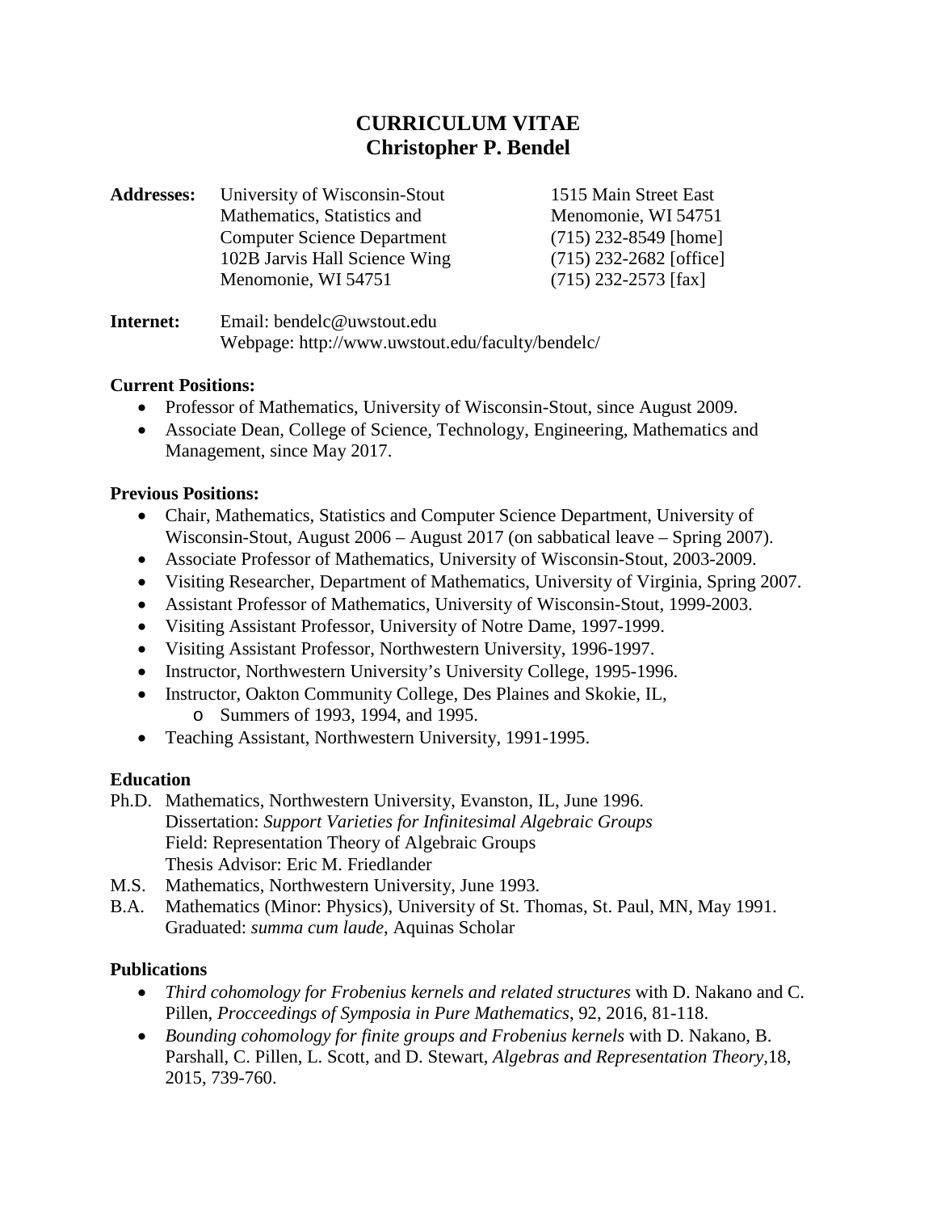# CURRICULUM VITAE
# Christopher P. Bendel

**Addresses:**

University of Wisconsin-Stout
Mathematics, Statistics and
Computer Science Department
102B Jarvis Hall Science Wing
Menomonie, WI 54751

1515 Main Street East
Menomonie, WI 54751
(715) 232-8549 [home]
(715) 232-2682 [office]
(715) 232-2573 [fax]

**Internet:**
Email: bendelc@uwstout.edu
Webpage: http://www.uwstout.edu/faculty/bendelc/

**Current Positions:**

- Professor of Mathematics, University of Wisconsin-Stout, since August 2009.
- Associate Dean, College of Science, Technology, Engineering, Mathematics and Management, since May 2017.

**Previous Positions:**

- Chair, Mathematics, Statistics and Computer Science Department, University of Wisconsin-Stout, August 2006 – August 2017 (on sabbatical leave – Spring 2007).
- Associate Professor of Mathematics, University of Wisconsin-Stout, 2003-2009.
- Visiting Researcher, Department of Mathematics, University of Virginia, Spring 2007.
- Assistant Professor of Mathematics, University of Wisconsin-Stout, 1999-2003.
- Visiting Assistant Professor, University of Notre Dame, 1997-1999.
- Visiting Assistant Professor, Northwestern University, 1996-1997.
- Instructor, Northwestern University's University College, 1995-1996.
- Instructor, Oakton Community College, Des Plaines and Skokie, IL,
    - Summers of 1993, 1994, and 1995.
- Teaching Assistant, Northwestern University, 1991-1995.

**Education**

Ph.D. Mathematics, Northwestern University, Evanston, IL, June 1996.
Dissertation: *Support Varieties for Infinitesimal Algebraic Groups*
Field: Representation Theory of Algebraic Groups
Thesis Advisor: Eric M. Friedlander

M.S. Mathematics, Northwestern University, June 1993.

B.A. Mathematics (Minor: Physics), University of St. Thomas, St. Paul, MN, May 1991.
Graduated: *summa cum laude*, Aquinas Scholar

**Publications**

- *Third cohomology for Frobenius kernels and related structures* with D. Nakano and C. Pillen, *Procceedings of Symposia in Pure Mathematics*, 92, 2016, 81-118.
- *Bounding cohomology for finite groups and Frobenius kernels* with D. Nakano, B. Parshall, C. Pillen, L. Scott, and D. Stewart, *Algebras and Representation Theory*,18, 2015, 739-760.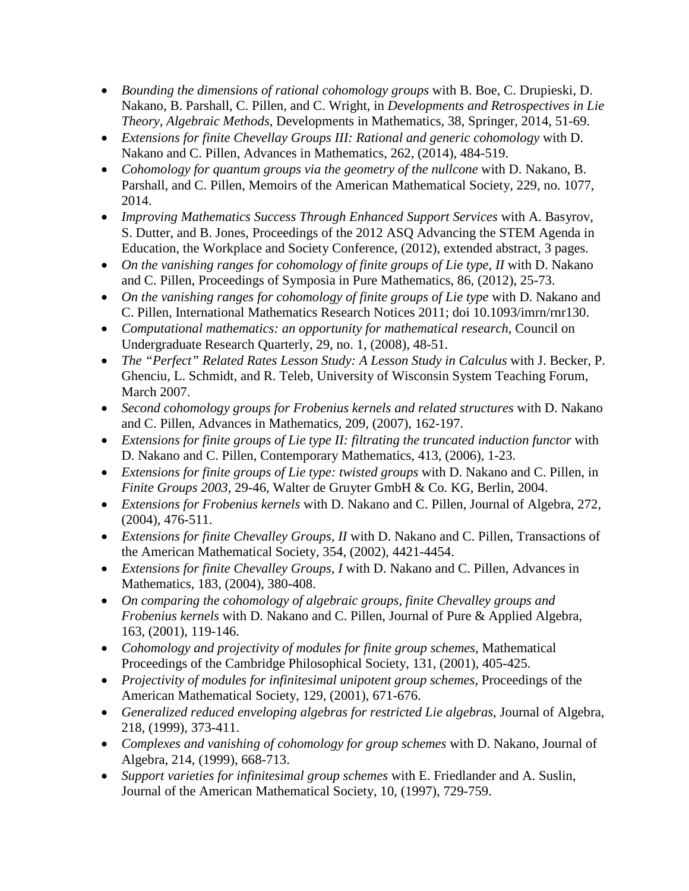- *Bounding the dimensions of rational cohomology groups* with B. Boe, C. Drupieski, D. Nakano, B. Parshall, C. Pillen, and C. Wright, in *Developments and Retrospectives in Lie Theory, Algebraic Methods*, Developments in Mathematics, 38, Springer, 2014, 51-69.
- *Extensions for finite Chevellay Groups III: Rational and generic cohomology* with D. Nakano and C. Pillen, Advances in Mathematics, 262, (2014), 484-519.
- *Cohomology for quantum groups via the geometry of the nullcone* with D. Nakano, B. Parshall, and C. Pillen, Memoirs of the American Mathematical Society, 229, no. 1077, 2014.
- *Improving Mathematics Success Through Enhanced Support Services* with A. Basyrov, S. Dutter, and B. Jones, Proceedings of the 2012 ASQ Advancing the STEM Agenda in Education, the Workplace and Society Conference, (2012), extended abstract, 3 pages.
- *On the vanishing ranges for cohomology of finite groups of Lie type, II* with D. Nakano and C. Pillen, Proceedings of Symposia in Pure Mathematics, 86, (2012), 25-73.
- *On the vanishing ranges for cohomology of finite groups of Lie type* with D. Nakano and C. Pillen, International Mathematics Research Notices 2011; doi 10.1093/imrn/rnr130.
- *Computational mathematics: an opportunity for mathematical research*, Council on Undergraduate Research Quarterly, 29, no. 1, (2008), 48-51.
- *The "Perfect" Related Rates Lesson Study: A Lesson Study in Calculus* with J. Becker, P. Ghenciu, L. Schmidt, and R. Teleb, University of Wisconsin System Teaching Forum, March 2007.
- *Second cohomology groups for Frobenius kernels and related structures* with D. Nakano and C. Pillen, Advances in Mathematics, 209, (2007), 162-197.
- *Extensions for finite groups of Lie type II: filtrating the truncated induction functor* with D. Nakano and C. Pillen, Contemporary Mathematics, 413, (2006), 1-23.
- *Extensions for finite groups of Lie type: twisted groups* with D. Nakano and C. Pillen, in *Finite Groups 2003*, 29-46, Walter de Gruyter GmbH & Co. KG, Berlin, 2004.
- *Extensions for Frobenius kernels* with D. Nakano and C. Pillen, Journal of Algebra, 272, (2004), 476-511.
- *Extensions for finite Chevalley Groups, II* with D. Nakano and C. Pillen, Transactions of the American Mathematical Society, 354, (2002), 4421-4454.
- *Extensions for finite Chevalley Groups, I* with D. Nakano and C. Pillen, Advances in Mathematics, 183, (2004), 380-408.
- *On comparing the cohomology of algebraic groups, finite Chevalley groups and Frobenius kernels* with D. Nakano and C. Pillen, Journal of Pure & Applied Algebra, 163, (2001), 119-146.
- *Cohomology and projectivity of modules for finite group schemes*, Mathematical Proceedings of the Cambridge Philosophical Society, 131, (2001), 405-425.
- *Projectivity of modules for infinitesimal unipotent group schemes*, Proceedings of the American Mathematical Society, 129, (2001), 671-676.
- *Generalized reduced enveloping algebras for restricted Lie algebras*, Journal of Algebra, 218, (1999), 373-411.
- *Complexes and vanishing of cohomology for group schemes* with D. Nakano, Journal of Algebra, 214, (1999), 668-713.
- *Support varieties for infinitesimal group schemes* with E. Friedlander and A. Suslin, Journal of the American Mathematical Society, 10, (1997), 729-759.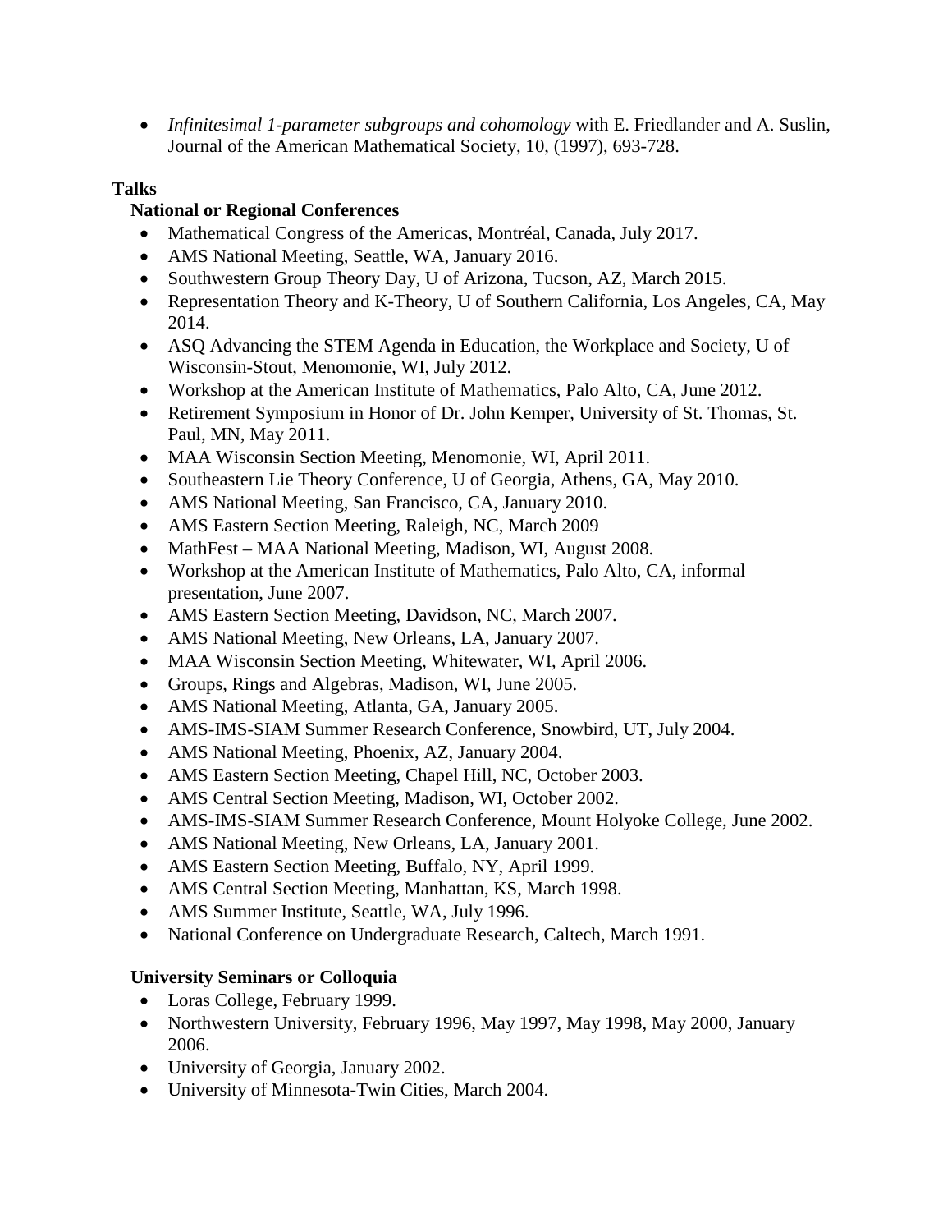- *Infinitesimal 1-parameter subgroups and cohomology* with E. Friedlander and A. Suslin, Journal of the American Mathematical Society, 10, (1997), 693-728.

## Talks

### National or Regional Conferences

- Mathematical Congress of the Americas, Montréal, Canada, July 2017.
- AMS National Meeting, Seattle, WA, January 2016.
- Southwestern Group Theory Day, U of Arizona, Tucson, AZ, March 2015.
- Representation Theory and K-Theory, U of Southern California, Los Angeles, CA, May 2014.
- ASQ Advancing the STEM Agenda in Education, the Workplace and Society, U of Wisconsin-Stout, Menomonie, WI, July 2012.
- Workshop at the American Institute of Mathematics, Palo Alto, CA, June 2012.
- Retirement Symposium in Honor of Dr. John Kemper, University of St. Thomas, St. Paul, MN, May 2011.
- MAA Wisconsin Section Meeting, Menomonie, WI, April 2011.
- Southeastern Lie Theory Conference, U of Georgia, Athens, GA, May 2010.
- AMS National Meeting, San Francisco, CA, January 2010.
- AMS Eastern Section Meeting, Raleigh, NC, March 2009
- MathFest – MAA National Meeting, Madison, WI, August 2008.
- Workshop at the American Institute of Mathematics, Palo Alto, CA, informal presentation, June 2007.
- AMS Eastern Section Meeting, Davidson, NC, March 2007.
- AMS National Meeting, New Orleans, LA, January 2007.
- MAA Wisconsin Section Meeting, Whitewater, WI, April 2006.
- Groups, Rings and Algebras, Madison, WI, June 2005.
- AMS National Meeting, Atlanta, GA, January 2005.
- AMS-IMS-SIAM Summer Research Conference, Snowbird, UT, July 2004.
- AMS National Meeting, Phoenix, AZ, January 2004.
- AMS Eastern Section Meeting, Chapel Hill, NC, October 2003.
- AMS Central Section Meeting, Madison, WI, October 2002.
- AMS-IMS-SIAM Summer Research Conference, Mount Holyoke College, June 2002.
- AMS National Meeting, New Orleans, LA, January 2001.
- AMS Eastern Section Meeting, Buffalo, NY, April 1999.
- AMS Central Section Meeting, Manhattan, KS, March 1998.
- AMS Summer Institute, Seattle, WA, July 1996.
- National Conference on Undergraduate Research, Caltech, March 1991.

### University Seminars or Colloquia

- Loras College, February 1999.
- Northwestern University, February 1996, May 1997, May 1998, May 2000, January 2006.
- University of Georgia, January 2002.
- University of Minnesota-Twin Cities, March 2004.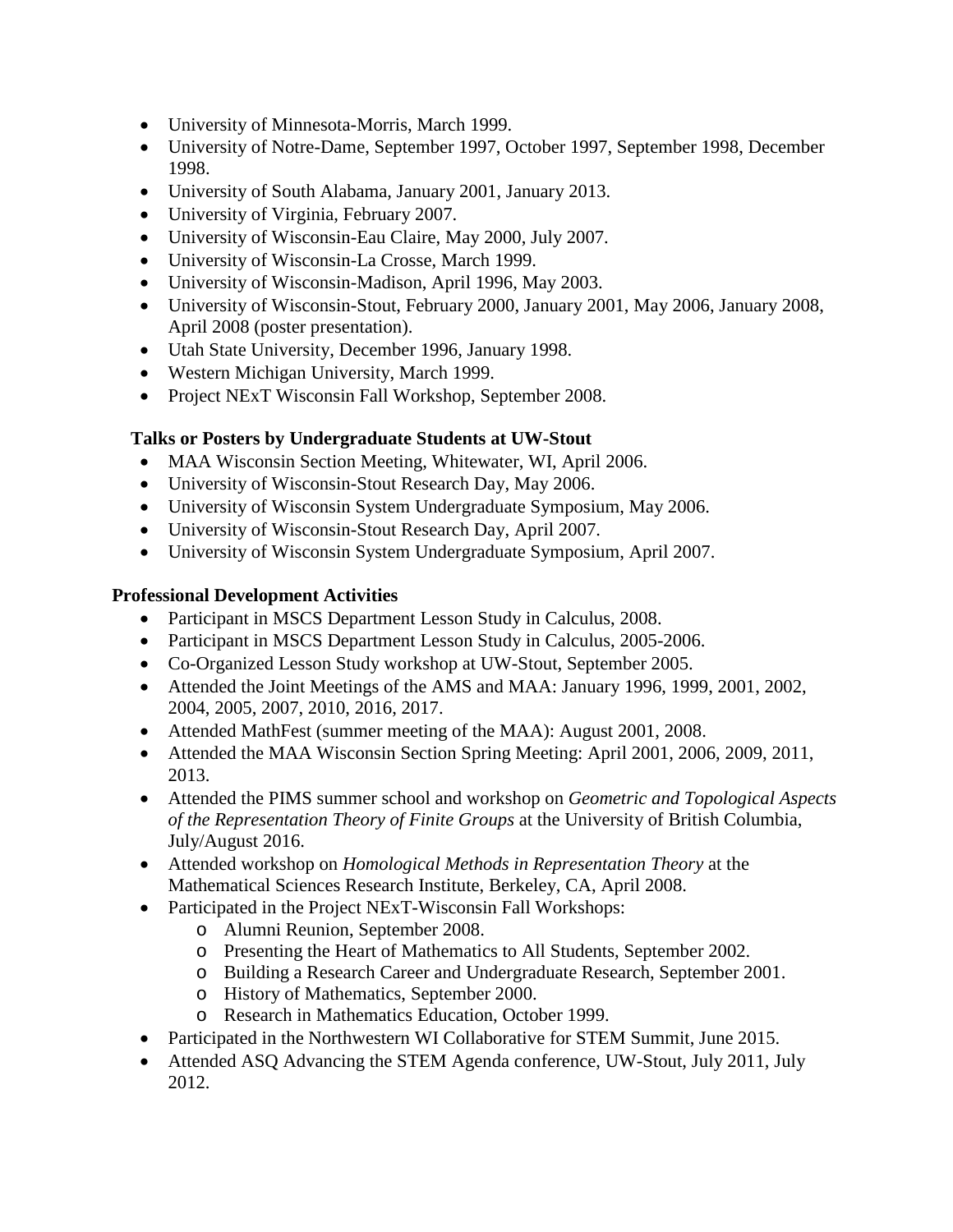- University of Minnesota-Morris, March 1999.
- University of Notre-Dame, September 1997, October 1997, September 1998, December 1998.
- University of South Alabama, January 2001, January 2013.
- University of Virginia, February 2007.
- University of Wisconsin-Eau Claire, May 2000, July 2007.
- University of Wisconsin-La Crosse, March 1999.
- University of Wisconsin-Madison, April 1996, May 2003.
- University of Wisconsin-Stout, February 2000, January 2001, May 2006, January 2008, April 2008 (poster presentation).
- Utah State University, December 1996, January 1998.
- Western Michigan University, March 1999.
- Project NExT Wisconsin Fall Workshop, September 2008.

**Talks or Posters by Undergraduate Students at UW-Stout**

- MAA Wisconsin Section Meeting, Whitewater, WI, April 2006.
- University of Wisconsin-Stout Research Day, May 2006.
- University of Wisconsin System Undergraduate Symposium, May 2006.
- University of Wisconsin-Stout Research Day, April 2007.
- University of Wisconsin System Undergraduate Symposium, April 2007.

**Professional Development Activities**

- Participant in MSCS Department Lesson Study in Calculus, 2008.
- Participant in MSCS Department Lesson Study in Calculus, 2005-2006.
- Co-Organized Lesson Study workshop at UW-Stout, September 2005.
- Attended the Joint Meetings of the AMS and MAA: January 1996, 1999, 2001, 2002, 2004, 2005, 2007, 2010, 2016, 2017.
- Attended MathFest (summer meeting of the MAA): August 2001, 2008.
- Attended the MAA Wisconsin Section Spring Meeting: April 2001, 2006, 2009, 2011, 2013.
- Attended the PIMS summer school and workshop on *Geometric and Topological Aspects of the Representation Theory of Finite Groups* at the University of British Columbia, July/August 2016.
- Attended workshop on *Homological Methods in Representation Theory* at the Mathematical Sciences Research Institute, Berkeley, CA, April 2008.
- Participated in the Project NExT-Wisconsin Fall Workshops:
  - Alumni Reunion, September 2008.
  - Presenting the Heart of Mathematics to All Students, September 2002.
  - Building a Research Career and Undergraduate Research, September 2001.
  - History of Mathematics, September 2000.
  - Research in Mathematics Education, October 1999.
- Participated in the Northwestern WI Collaborative for STEM Summit, June 2015.
- Attended ASQ Advancing the STEM Agenda conference, UW-Stout, July 2011, July 2012.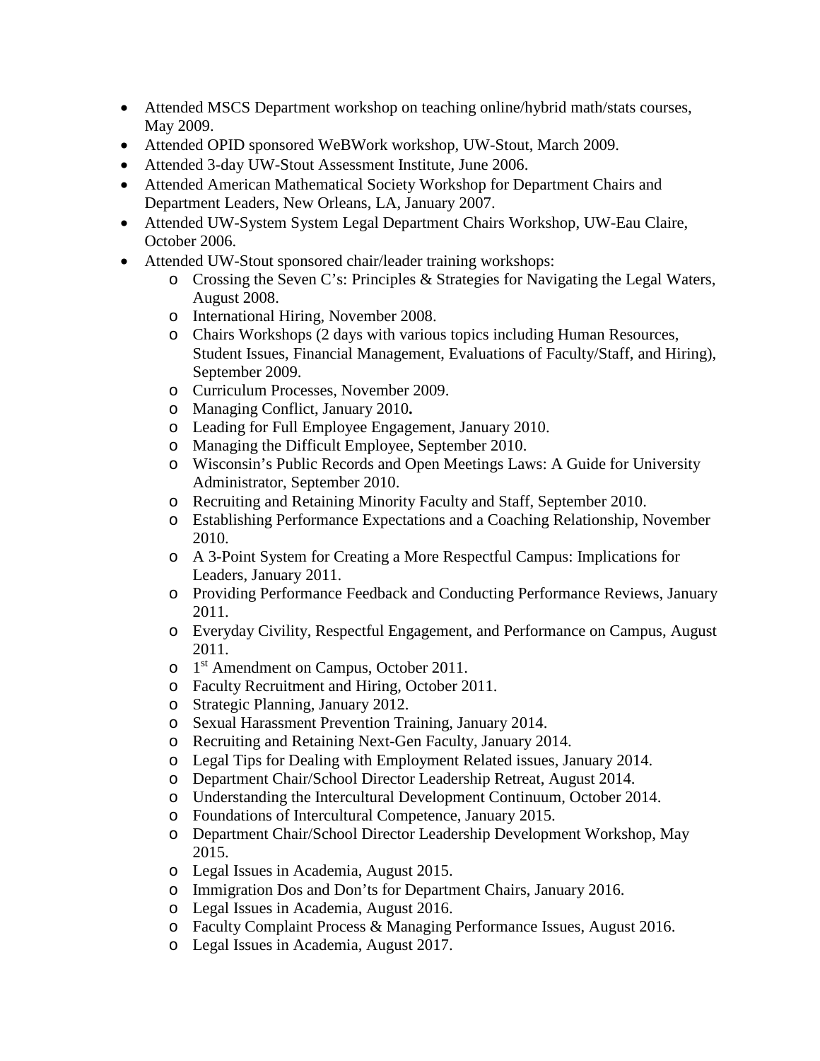- Attended MSCS Department workshop on teaching online/hybrid math/stats courses, May 2009.
- Attended OPID sponsored WeBWork workshop, UW-Stout, March 2009.
- Attended 3-day UW-Stout Assessment Institute, June 2006.
- Attended American Mathematical Society Workshop for Department Chairs and Department Leaders, New Orleans, LA, January 2007.
- Attended UW-System System Legal Department Chairs Workshop, UW-Eau Claire, October 2006.
- Attended UW-Stout sponsored chair/leader training workshops:
  - Crossing the Seven C's: Principles & Strategies for Navigating the Legal Waters, August 2008.
  - International Hiring, November 2008.
  - Chairs Workshops (2 days with various topics including Human Resources, Student Issues, Financial Management, Evaluations of Faculty/Staff, and Hiring), September 2009.
  - Curriculum Processes, November 2009.
  - Managing Conflict, January 2010**.**
  - Leading for Full Employee Engagement, January 2010.
  - Managing the Difficult Employee, September 2010.
  - Wisconsin's Public Records and Open Meetings Laws: A Guide for University Administrator, September 2010.
  - Recruiting and Retaining Minority Faculty and Staff, September 2010.
  - Establishing Performance Expectations and a Coaching Relationship, November 2010.
  - A 3-Point System for Creating a More Respectful Campus: Implications for Leaders, January 2011.
  - Providing Performance Feedback and Conducting Performance Reviews, January 2011.
  - Everyday Civility, Respectful Engagement, and Performance on Campus, August 2011.
  - 1st Amendment on Campus, October 2011.
  - Faculty Recruitment and Hiring, October 2011.
  - Strategic Planning, January 2012.
  - Sexual Harassment Prevention Training, January 2014.
  - Recruiting and Retaining Next-Gen Faculty, January 2014.
  - Legal Tips for Dealing with Employment Related issues, January 2014.
  - Department Chair/School Director Leadership Retreat, August 2014.
  - Understanding the Intercultural Development Continuum, October 2014.
  - Foundations of Intercultural Competence, January 2015.
  - Department Chair/School Director Leadership Development Workshop, May 2015.
  - Legal Issues in Academia, August 2015.
  - Immigration Dos and Don'ts for Department Chairs, January 2016.
  - Legal Issues in Academia, August 2016.
  - Faculty Complaint Process & Managing Performance Issues, August 2016.
  - Legal Issues in Academia, August 2017.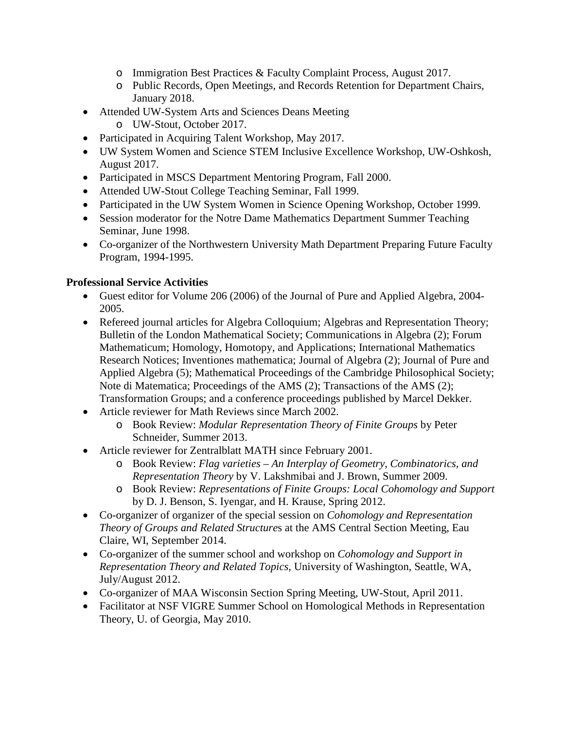- Immigration Best Practices & Faculty Complaint Process, August 2017.
    - Public Records, Open Meetings, and Records Retention for Department Chairs, January 2018.
- Attended UW-System Arts and Sciences Deans Meeting
    - UW-Stout, October 2017.
- Participated in Acquiring Talent Workshop, May 2017.
- UW System Women and Science STEM Inclusive Excellence Workshop, UW-Oshkosh, August 2017.
- Participated in MSCS Department Mentoring Program, Fall 2000.
- Attended UW-Stout College Teaching Seminar, Fall 1999.
- Participated in the UW System Women in Science Opening Workshop, October 1999.
- Session moderator for the Notre Dame Mathematics Department Summer Teaching Seminar, June 1998.
- Co-organizer of the Northwestern University Math Department Preparing Future Faculty Program, 1994-1995.

**Professional Service Activities**

- Guest editor for Volume 206 (2006) of the Journal of Pure and Applied Algebra, 2004-2005.
- Refereed journal articles for Algebra Colloquium; Algebras and Representation Theory; Bulletin of the London Mathematical Society; Communications in Algebra (2); Forum Mathematicum; Homology, Homotopy, and Applications; International Mathematics Research Notices; Inventiones mathematica; Journal of Algebra (2); Journal of Pure and Applied Algebra (5); Mathematical Proceedings of the Cambridge Philosophical Society; Note di Matematica; Proceedings of the AMS (2); Transactions of the AMS (2); Transformation Groups; and a conference proceedings published by Marcel Dekker.
- Article reviewer for Math Reviews since March 2002.
    - Book Review: *Modular Representation Theory of Finite Groups* by Peter Schneider, Summer 2013.
- Article reviewer for Zentralblatt MATH since February 2001.
    - Book Review: *Flag varieties – An Interplay of Geometry, Combinatorics, and Representation Theory* by V. Lakshmibai and J. Brown, Summer 2009.
    - Book Review: *Representations of Finite Groups: Local Cohomology and Support* by D. J. Benson, S. Iyengar, and H. Krause, Spring 2012.
- Co-organizer of organizer of the special session on *Cohomology and Representation Theory of Groups and Related Structures* at the AMS Central Section Meeting, Eau Claire, WI, September 2014.
- Co-organizer of the summer school and workshop on *Cohomology and Support in Representation Theory and Related Topics*, University of Washington, Seattle, WA, July/August 2012.
- Co-organizer of MAA Wisconsin Section Spring Meeting, UW-Stout, April 2011.
- Facilitator at NSF VIGRE Summer School on Homological Methods in Representation Theory, U. of Georgia, May 2010.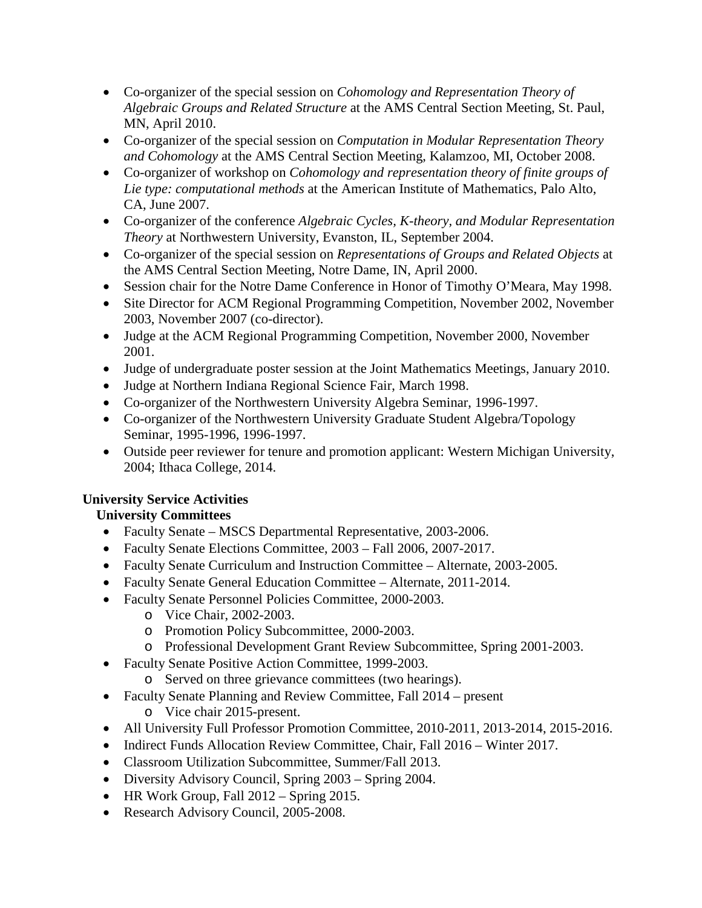- Co-organizer of the special session on *Cohomology and Representation Theory of Algebraic Groups and Related Structure* at the AMS Central Section Meeting, St. Paul, MN, April 2010.
- Co-organizer of the special session on *Computation in Modular Representation Theory and Cohomology* at the AMS Central Section Meeting, Kalamzoo, MI, October 2008.
- Co-organizer of workshop on *Cohomology and representation theory of finite groups of Lie type: computational methods* at the American Institute of Mathematics, Palo Alto, CA, June 2007.
- Co-organizer of the conference *Algebraic Cycles, K-theory, and Modular Representation Theory* at Northwestern University, Evanston, IL, September 2004.
- Co-organizer of the special session on *Representations of Groups and Related Objects* at the AMS Central Section Meeting, Notre Dame, IN, April 2000.
- Session chair for the Notre Dame Conference in Honor of Timothy O'Meara, May 1998.
- Site Director for ACM Regional Programming Competition, November 2002, November 2003, November 2007 (co-director).
- Judge at the ACM Regional Programming Competition, November 2000, November 2001.
- Judge of undergraduate poster session at the Joint Mathematics Meetings, January 2010.
- Judge at Northern Indiana Regional Science Fair, March 1998.
- Co-organizer of the Northwestern University Algebra Seminar, 1996-1997.
- Co-organizer of the Northwestern University Graduate Student Algebra/Topology Seminar, 1995-1996, 1996-1997.
- Outside peer reviewer for tenure and promotion applicant: Western Michigan University, 2004; Ithaca College, 2014.

**University Service Activities**

**University Committees**

- Faculty Senate – MSCS Departmental Representative, 2003-2006.
- Faculty Senate Elections Committee, 2003 – Fall 2006, 2007-2017.
- Faculty Senate Curriculum and Instruction Committee – Alternate, 2003-2005.
- Faculty Senate General Education Committee – Alternate, 2011-2014.
- Faculty Senate Personnel Policies Committee, 2000-2003.
    - Vice Chair, 2002-2003.
    - Promotion Policy Subcommittee, 2000-2003.
    - Professional Development Grant Review Subcommittee, Spring 2001-2003.
- Faculty Senate Positive Action Committee, 1999-2003.
    - Served on three grievance committees (two hearings).
- Faculty Senate Planning and Review Committee, Fall 2014 – present
    - Vice chair 2015-present.
- All University Full Professor Promotion Committee, 2010-2011, 2013-2014, 2015-2016.
- Indirect Funds Allocation Review Committee, Chair, Fall 2016 – Winter 2017.
- Classroom Utilization Subcommittee, Summer/Fall 2013.
- Diversity Advisory Council, Spring 2003 – Spring 2004.
- HR Work Group, Fall 2012 – Spring 2015.
- Research Advisory Council, 2005-2008.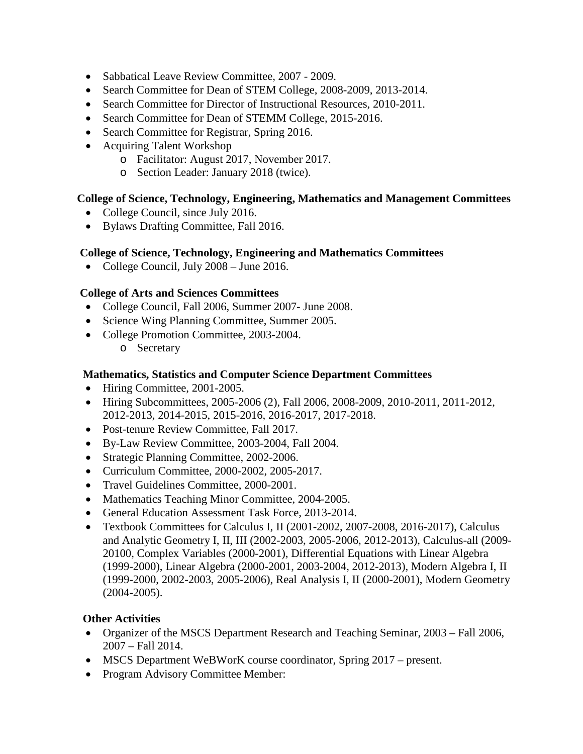- Sabbatical Leave Review Committee, 2007 - 2009.
- Search Committee for Dean of STEM College, 2008-2009, 2013-2014.
- Search Committee for Director of Instructional Resources, 2010-2011.
- Search Committee for Dean of STEMM College, 2015-2016.
- Search Committee for Registrar, Spring 2016.
- Acquiring Talent Workshop
  - Facilitator: August 2017, November 2017.
  - Section Leader: January 2018 (twice).

**College of Science, Technology, Engineering, Mathematics and Management Committees**

- College Council, since July 2016.
- Bylaws Drafting Committee, Fall 2016.

**College of Science, Technology, Engineering and Mathematics Committees**

- College Council, July 2008 – June 2016.

**College of Arts and Sciences Committees**

- College Council, Fall 2006, Summer 2007- June 2008.
- Science Wing Planning Committee, Summer 2005.
- College Promotion Committee, 2003-2004.
  - Secretary

**Mathematics, Statistics and Computer Science Department Committees**

- Hiring Committee, 2001-2005.
- Hiring Subcommittees, 2005-2006 (2), Fall 2006, 2008-2009, 2010-2011, 2011-2012, 2012-2013, 2014-2015, 2015-2016, 2016-2017, 2017-2018.
- Post-tenure Review Committee, Fall 2017.
- By-Law Review Committee, 2003-2004, Fall 2004.
- Strategic Planning Committee, 2002-2006.
- Curriculum Committee, 2000-2002, 2005-2017.
- Travel Guidelines Committee, 2000-2001.
- Mathematics Teaching Minor Committee, 2004-2005.
- General Education Assessment Task Force, 2013-2014.
- Textbook Committees for Calculus I, II (2001-2002, 2007-2008, 2016-2017), Calculus and Analytic Geometry I, II, III (2002-2003, 2005-2006, 2012-2013), Calculus-all (2009-20100, Complex Variables (2000-2001), Differential Equations with Linear Algebra (1999-2000), Linear Algebra (2000-2001, 2003-2004, 2012-2013), Modern Algebra I, II (1999-2000, 2002-2003, 2005-2006), Real Analysis I, II (2000-2001), Modern Geometry (2004-2005).

**Other Activities**

- Organizer of the MSCS Department Research and Teaching Seminar, 2003 – Fall 2006, 2007 – Fall 2014.
- MSCS Department WeBWorK course coordinator, Spring 2017 – present.
- Program Advisory Committee Member: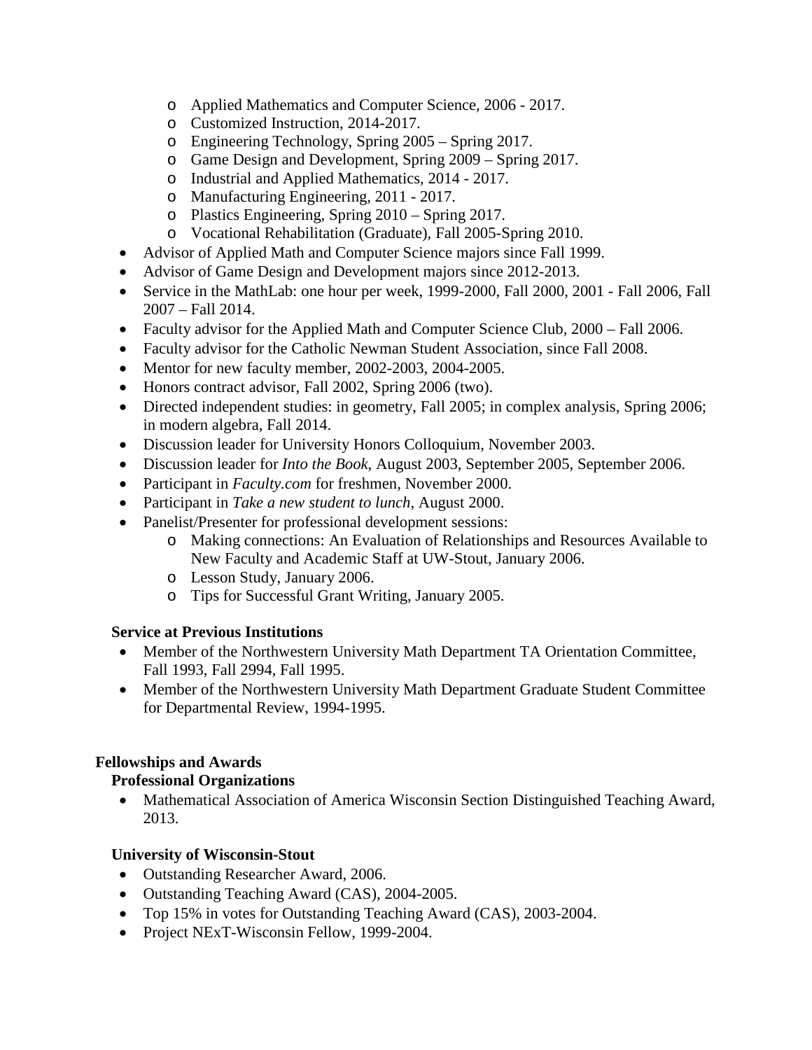- Applied Mathematics and Computer Science, 2006 - 2017.
  - Customized Instruction, 2014-2017.
  - Engineering Technology, Spring 2005 – Spring 2017.
  - Game Design and Development, Spring 2009 – Spring 2017.
  - Industrial and Applied Mathematics, 2014 - 2017.
  - Manufacturing Engineering, 2011 - 2017.
  - Plastics Engineering, Spring 2010 – Spring 2017.
  - Vocational Rehabilitation (Graduate), Fall 2005-Spring 2010.
- Advisor of Applied Math and Computer Science majors since Fall 1999.
- Advisor of Game Design and Development majors since 2012-2013.
- Service in the MathLab: one hour per week, 1999-2000, Fall 2000, 2001 - Fall 2006, Fall 2007 – Fall 2014.
- Faculty advisor for the Applied Math and Computer Science Club, 2000 – Fall 2006.
- Faculty advisor for the Catholic Newman Student Association, since Fall 2008.
- Mentor for new faculty member, 2002-2003, 2004-2005.
- Honors contract advisor, Fall 2002, Spring 2006 (two).
- Directed independent studies: in geometry, Fall 2005; in complex analysis, Spring 2006; in modern algebra, Fall 2014.
- Discussion leader for University Honors Colloquium, November 2003.
- Discussion leader for *Into the Book*, August 2003, September 2005, September 2006.
- Participant in *Faculty.com* for freshmen, November 2000.
- Participant in *Take a new student to lunch*, August 2000.
- Panelist/Presenter for professional development sessions:
  - Making connections: An Evaluation of Relationships and Resources Available to New Faculty and Academic Staff at UW-Stout, January 2006.
  - Lesson Study, January 2006.
  - Tips for Successful Grant Writing, January 2005.

### Service at Previous Institutions

- Member of the Northwestern University Math Department TA Orientation Committee, Fall 1993, Fall 2994, Fall 1995.
- Member of the Northwestern University Math Department Graduate Student Committee for Departmental Review, 1994-1995.

## Fellowships and Awards

### Professional Organizations

- Mathematical Association of America Wisconsin Section Distinguished Teaching Award, 2013.

### University of Wisconsin-Stout

- Outstanding Researcher Award, 2006.
- Outstanding Teaching Award (CAS), 2004-2005.
- Top 15% in votes for Outstanding Teaching Award (CAS), 2003-2004.
- Project NExT-Wisconsin Fellow, 1999-2004.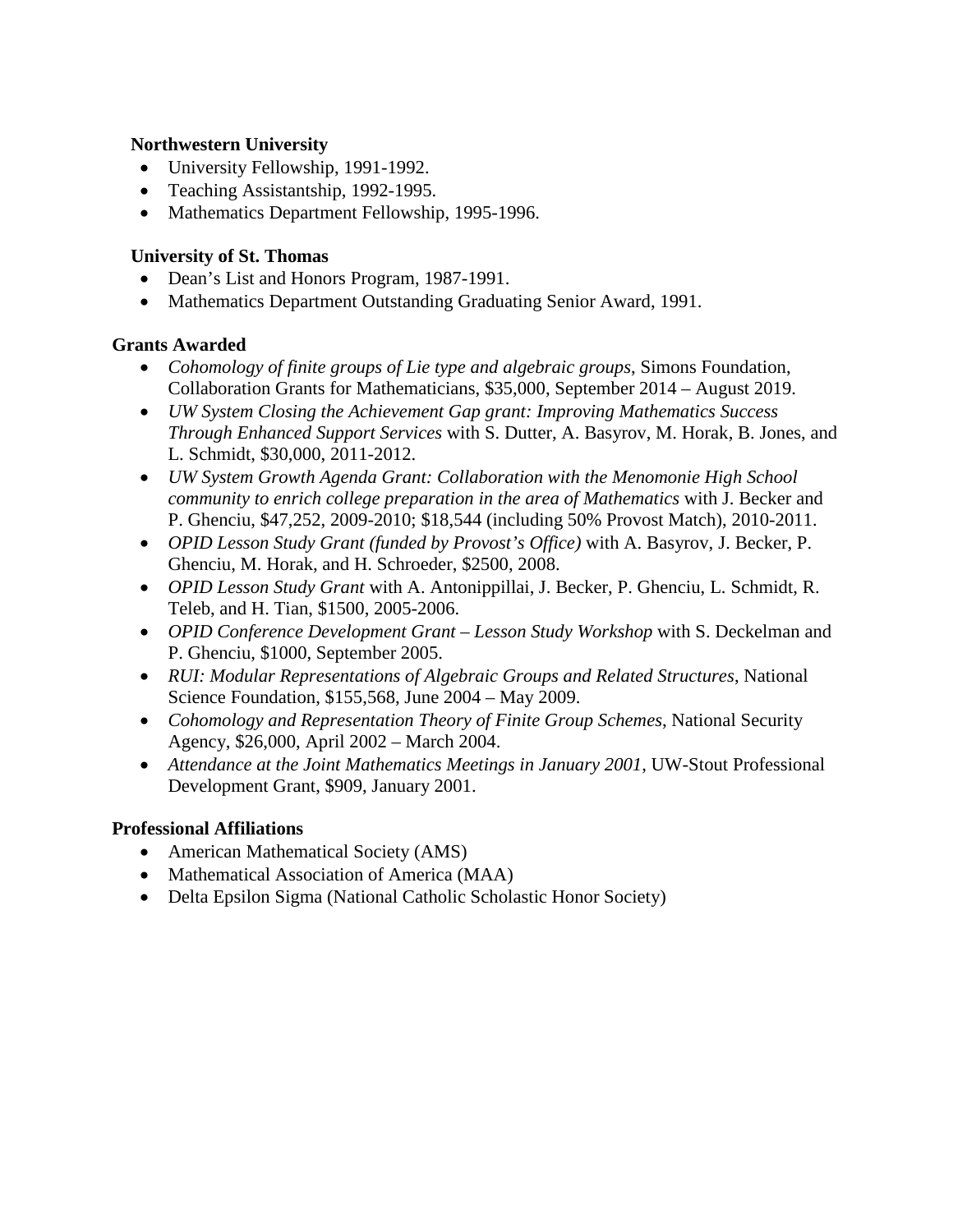**Northwestern University**

- University Fellowship, 1991-1992.
- Teaching Assistantship, 1992-1995.
- Mathematics Department Fellowship, 1995-1996.

**University of St. Thomas**

- Dean's List and Honors Program, 1987-1991.
- Mathematics Department Outstanding Graduating Senior Award, 1991.

**Grants Awarded**

- *Cohomology of finite groups of Lie type and algebraic groups*, Simons Foundation, Collaboration Grants for Mathematicians, $35,000, September 2014 – August 2019.
- *UW System Closing the Achievement Gap grant: Improving Mathematics Success Through Enhanced Support Services* with S. Dutter, A. Basyrov, M. Horak, B. Jones, and L. Schmidt, $30,000, 2011-2012.
- *UW System Growth Agenda Grant: Collaboration with the Menomonie High School community to enrich college preparation in the area of Mathematics* with J. Becker and P. Ghenciu, $47,252, 2009-2010; $18,544 (including 50% Provost Match), 2010-2011.
- *OPID Lesson Study Grant (funded by Provost's Office)* with A. Basyrov, J. Becker, P. Ghenciu, M. Horak, and H. Schroeder, $2500, 2008.
- *OPID Lesson Study Grant* with A. Antonippillai, J. Becker, P. Ghenciu, L. Schmidt, R. Teleb, and H. Tian, $1500, 2005-2006.
- *OPID Conference Development Grant – Lesson Study Workshop* with S. Deckelman and P. Ghenciu, $1000, September 2005.
- *RUI: Modular Representations of Algebraic Groups and Related Structures*, National Science Foundation, $155,568, June 2004 – May 2009.
- *Cohomology and Representation Theory of Finite Group Schemes*, National Security Agency, $26,000, April 2002 – March 2004.
- *Attendance at the Joint Mathematics Meetings in January 2001*, UW-Stout Professional Development Grant, $909, January 2001.

**Professional Affiliations**

- American Mathematical Society (AMS)
- Mathematical Association of America (MAA)
- Delta Epsilon Sigma (National Catholic Scholastic Honor Society)